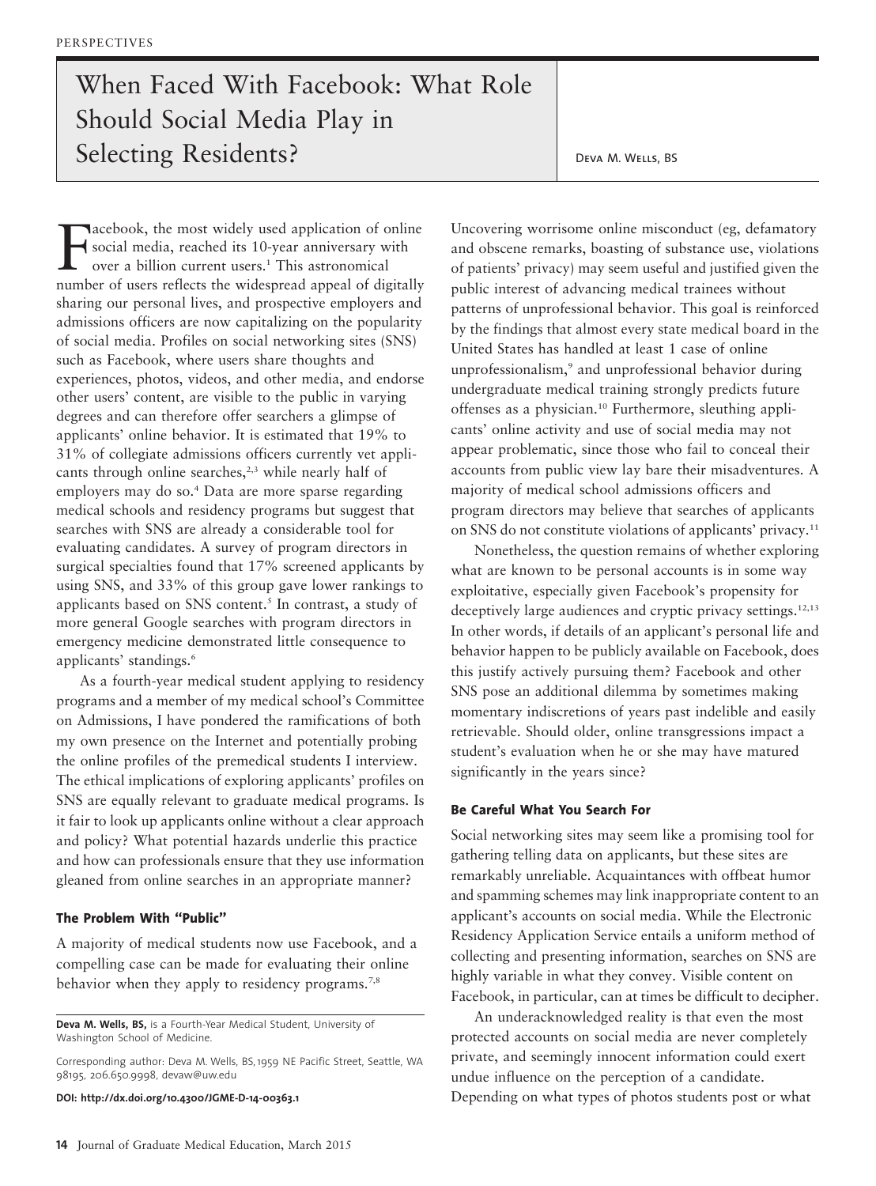PERSPECTIVES

# When Faced With Facebook: What Role Should Social Media Play in Selecting Residents?

Deva M. Wells, BS

Facebook, the most widely used application of online social media, reached its 10-year anniversary with over a billion current users.[1] This astronomical number of users reflects the widespread appeal of digitally sharing our personal lives, and prospective employers and admissions officers are now capitalizing on the popularity of social media. Profiles on social networking sites (SNS) such as Facebook, where users share thoughts and experiences, photos, videos, and other media, and endorse other users' content, are visible to the public in varying degrees and can therefore offer searchers a glimpse of applicants' online behavior. It is estimated that 19% to 31% of collegiate admissions officers currently vet applicants through online searches,[2,3] while nearly half of employers may do so.[4] Data are more sparse regarding medical schools and residency programs but suggest that searches with SNS are already a considerable tool for evaluating candidates. A survey of program directors in surgical specialties found that 17% screened applicants by using SNS, and 33% of this group gave lower rankings to applicants based on SNS content.[5] In contrast, a study of more general Google searches with program directors in emergency medicine demonstrated little consequence to applicants' standings.[6]

As a fourth-year medical student applying to residency programs and a member of my medical school's Committee on Admissions, I have pondered the ramifications of both my own presence on the Internet and potentially probing the online profiles of the premedical students I interview. The ethical implications of exploring applicants' profiles on SNS are equally relevant to graduate medical programs. Is it fair to look up applicants online without a clear approach and policy? What potential hazards underlie this practice and how can professionals ensure that they use information gleaned from online searches in an appropriate manner?

## The Problem With "Public"

A majority of medical students now use Facebook, and a compelling case can be made for evaluating their online behavior when they apply to residency programs.[7,8] Uncovering worrisome online misconduct (eg, defamatory and obscene remarks, boasting of substance use, violations of patients' privacy) may seem useful and justified given the public interest of advancing medical trainees without patterns of unprofessional behavior. This goal is reinforced by the findings that almost every state medical board in the United States has handled at least 1 case of online unprofessionalism,[9] and unprofessional behavior during undergraduate medical training strongly predicts future offenses as a physician.[10] Furthermore, sleuthing applicants' online activity and use of social media may not appear problematic, since those who fail to conceal their accounts from public view lay bare their misadventures. A majority of medical school admissions officers and program directors may believe that searches of applicants on SNS do not constitute violations of applicants' privacy.[11]

Nonetheless, the question remains of whether exploring what are known to be personal accounts is in some way exploitative, especially given Facebook's propensity for deceptively large audiences and cryptic privacy settings.[12,13] In other words, if details of an applicant's personal life and behavior happen to be publicly available on Facebook, does this justify actively pursuing them? Facebook and other SNS pose an additional dilemma by sometimes making momentary indiscretions of years past indelible and easily retrievable. Should older, online transgressions impact a student's evaluation when he or she may have matured significantly in the years since?

## Be Careful What You Search For

Social networking sites may seem like a promising tool for gathering telling data on applicants, but these sites are remarkably unreliable. Acquaintances with offbeat humor and spamming schemes may link inappropriate content to an applicant's accounts on social media. While the Electronic Residency Application Service entails a uniform method of collecting and presenting information, searches on SNS are highly variable in what they convey. Visible content on Facebook, in particular, can at times be difficult to decipher.

An underacknowledged reality is that even the most protected accounts on social media are never completely private, and seemingly innocent information could exert undue influence on the perception of a candidate. Depending on what types of photos students post or what

**Deva M. Wells, BS,** is a Fourth-Year Medical Student, University of Washington School of Medicine.

Corresponding author: Deva M. Wells, BS, 1959 NE Pacific Street, Seattle, WA 98195, 206.650.9998, devaw@uw.edu

**DOI: http://dx.doi.org/10.4300/JGME-D-14-00363.1**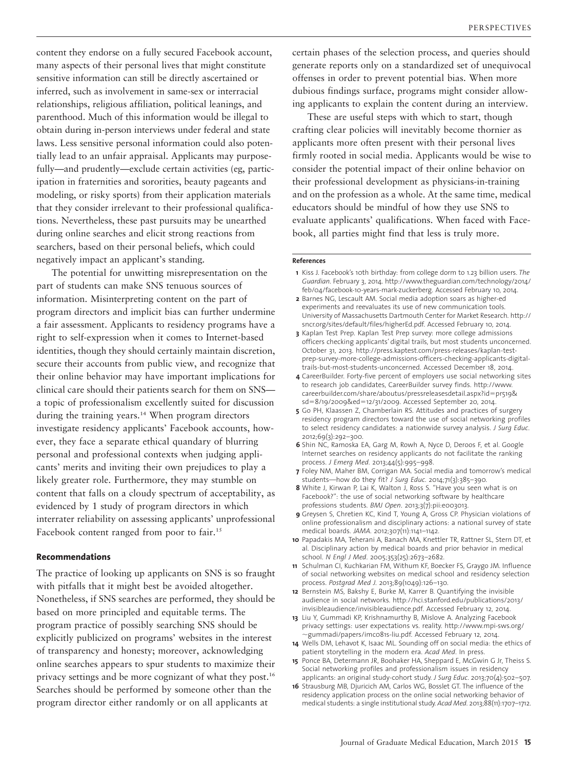content they endorse on a fully secured Facebook account, many aspects of their personal lives that might constitute sensitive information can still be directly ascertained or inferred, such as involvement in same-sex or interracial relationships, religious affiliation, political leanings, and parenthood. Much of this information would be illegal to obtain during in-person interviews under federal and state laws. Less sensitive personal information could also potentially lead to an unfair appraisal. Applicants may purposefully—and prudently—exclude certain activities (eg, participation in fraternities and sororities, beauty pageants and modeling, or risky sports) from their application materials that they consider irrelevant to their professional qualifications. Nevertheless, these past pursuits may be unearthed during online searches and elicit strong reactions from searchers, based on their personal beliefs, which could negatively impact an applicant's standing.

The potential for unwitting misrepresentation on the part of students can make SNS tenuous sources of information. Misinterpreting content on the part of program directors and implicit bias can further undermine a fair assessment. Applicants to residency programs have a right to self-expression when it comes to Internet-based identities, though they should certainly maintain discretion, secure their accounts from public view, and recognize that their online behavior may have important implications for clinical care should their patients search for them on SNS—a topic of professionalism excellently suited for discussion during the training years.[14] When program directors investigate residency applicants' Facebook accounts, however, they face a separate ethical quandary of blurring personal and professional contexts when judging applicants' merits and inviting their own prejudices to play a likely greater role. Furthermore, they may stumble on content that falls on a cloudy spectrum of acceptability, as evidenced by 1 study of program directors in which interrater reliability on assessing applicants' unprofessional Facebook content ranged from poor to fair.[15]

## Recommendations

The practice of looking up applicants on SNS is so fraught with pitfalls that it might best be avoided altogether. Nonetheless, if SNS searches are performed, they should be based on more principled and equitable terms. The program practice of possibly searching SNS should be explicitly publicized on programs' websites in the interest of transparency and honesty; moreover, acknowledging online searches appears to spur students to maximize their privacy settings and be more cognizant of what they post.[16] Searches should be performed by someone other than the program director either randomly or on all applicants at certain phases of the selection process, and queries should generate reports only on a standardized set of unequivocal offenses in order to prevent potential bias. When more dubious findings surface, programs might consider allowing applicants to explain the content during an interview.

These are useful steps with which to start, though crafting clear policies will inevitably become thornier as applicants more often present with their personal lives firmly rooted in social media. Applicants would be wise to consider the potential impact of their online behavior on their professional development as physicians-in-training and on the profession as a whole. At the same time, medical educators should be mindful of how they use SNS to evaluate applicants' qualifications. When faced with Facebook, all parties might find that less is truly more.

### References

1. Kiss J. Facebook's 10th birthday: from college dorm to 1.23 billion users. *The Guardian*. February 3, 2014. http://www.theguardian.com/technology/2014/feb/04/facebook-10-years-mark-zuckerberg. Accessed February 10, 2014.
2. Barnes NG, Lescault AM. Social media adoption soars as higher-ed experiments and reevaluates its use of new communication tools. University of Massachusetts Dartmouth Center for Market Research. http://sncr.org/sites/default/files/higherEd.pdf. Accessed February 10, 2014.
3. Kaplan Test Prep. Kaplan Test Prep survey: more college admissions officers checking applicants' digital trails, but most students unconcerned. October 31, 2013. http://press.kaptest.com/press-releases/kaplan-test-prep-survey-more-college-admissions-officers-checking-applicants-digital-trails-but-most-students-unconcerned. Accessed December 18, 2014.
4. CareerBuilder. Forty-five percent of employers use social networking sites to research job candidates, CareerBuilder survey finds. http://www.careerbuilder.com/share/aboutus/pressreleasesdetail.aspx?id=pr519&sd=8/19/2009&ed=12/31/2009. Accessed September 20, 2014.
5. Go PH, Klaassen Z, Chamberlain RS. Attitudes and practices of surgery residency program directors toward the use of social networking profiles to select residency candidates: a nationwide survey analysis. *J Surg Educ*. 2012;69(3):292–300.
6. Shin NC, Ramoska EA, Garg M, Rowh A, Nyce D, Deroos F, et al. Google Internet searches on residency applicants do not facilitate the ranking process. *J Emerg Med*. 2013;44(5):995–998.
7. Foley NM, Maher BM, Corrigan MA. Social media and tomorrow's medical students—how do they fit? *J Surg Educ*. 2014;71(3):385–390.
8. White J, Kirwan P, Lai K, Walton J, Ross S. "Have you seen what is on Facebook?": the use of social networking software by healthcare professions students. *BMJ Open*. 2013;3(7):pii:e003013.
9. Greysen S, Chretien KC, Kind T, Young A, Gross CP. Physician violations of online professionalism and disciplinary actions: a national survey of state medical boards. *JAMA*. 2012;307(11):1141–1142.
10. Papadakis MA, Teherani A, Banach MA, Knettler TR, Rattner SL, Stern DT, et al. Disciplinary action by medical boards and prior behavior in medical school. *N Engl J Med*. 2005;353(25):2673–2682.
11. Schulman CI, Kuchkarian FM, Withum KF, Boecker FS, Graygo JM. Influence of social networking websites on medical school and residency selection process. *Postgrad Med J*. 2013;89(1049):126–130.
12. Bernstein MS, Bakshy E, Burke M, Karrer B. Quantifying the invisible audience in social networks. http://hci.stanford.edu/publications/2013/invisibleaudience/invisibleaudience.pdf. Accessed February 12, 2014.
13. Liu Y, Gummadi KP, Krishnamurthy B, Mislove A. Analyzing Facebook privacy settings: user expectations vs. reality. http://www.mpi-sws.org/~gummadi/papers/imc081s-liu.pdf. Accessed February 12, 2014.
14. Wells DM, Lehavot K, Isaac ML. Sounding off on social media: the ethics of patient storytelling in the modern era. *Acad Med*. In press.
15. Ponce BA, Determann JR, Boohaker HA, Sheppard E, McGwin G Jr, Theiss S. Social networking profiles and professionalism issues in residency applicants: an original study-cohort study. *J Surg Educ*. 2013;70(4):502–507.
16. Strausburg MB, Djuricich AM, Carlos WG, Bosslet GT. The influence of the residency application process on the online social networking behavior of medical students: a single institutional study. *Acad Med*. 2013;88(11):1707–1712.